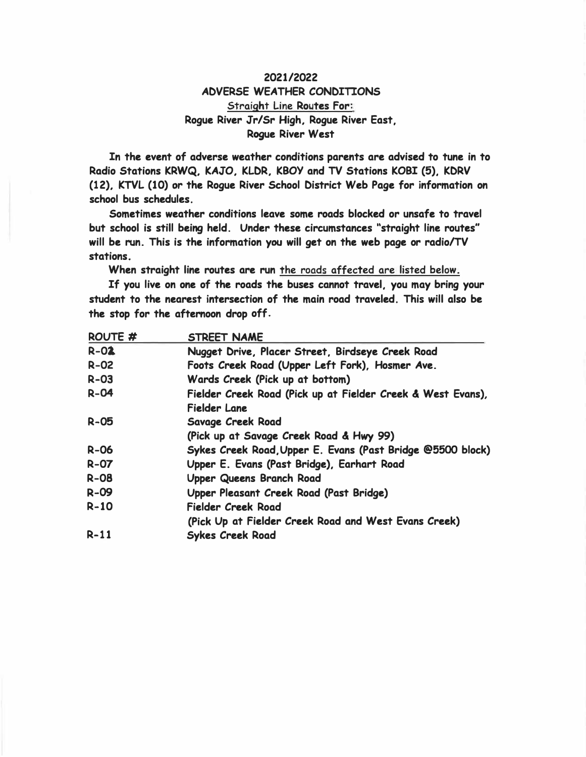# 2021/2022
## ADVERSE WEATHER CONDITIONS
### Straight Line Routes For:
### Rogue River Jr/Sr High, Rogue River East, Rogue River West

**In the event of adverse weather conditions parents are advised to tune in to Radio Stations KRWQ, KAJO, KLDR, KBOY and TV Stations KOBI (5), KDRV (12), KTVL (10) or the Rogue River School District Web Page for information on school bus schedules.**

**Sometimes weather conditions leave some roads blocked or unsafe to travel but school is still being held. Under these circumstances "straight line routes" will be run. This is the information you will get on the web page or radio/TV stations.**

**When straight line routes are run the roads affected are listed below.**

**If you live on one of the roads the buses cannot travel, you may bring your student to the nearest intersection of the main road traveled. This will also be the stop for the afternoon drop off.**

| ROUTE # | STREET NAME |
|---|---|
| R-01 | Nugget Drive, Placer Street, Birdseye Creek Road |
| R-02 | Foots Creek Road (Upper Left Fork), Hosmer Ave. |
| R-03 | Wards Creek (Pick up at bottom) |
| R-04 | Fielder Creek Road (Pick up at Fielder Creek & West Evans), Fielder Lane |
| R-05 | Savage Creek Road (Pick up at Savage Creek Road & Hwy 99) |
| R-06 | Sykes Creek Road, Upper E. Evans (Past Bridge @5500 block) |
| R-07 | Upper E. Evans (Past Bridge), Earhart Road |
| R-08 | Upper Queens Branch Road |
| R-09 | Upper Pleasant Creek Road (Past Bridge) |
| R-10 | Fielder Creek Road (Pick Up at Fielder Creek Road and West Evans Creek) |
| R-11 | Sykes Creek Road |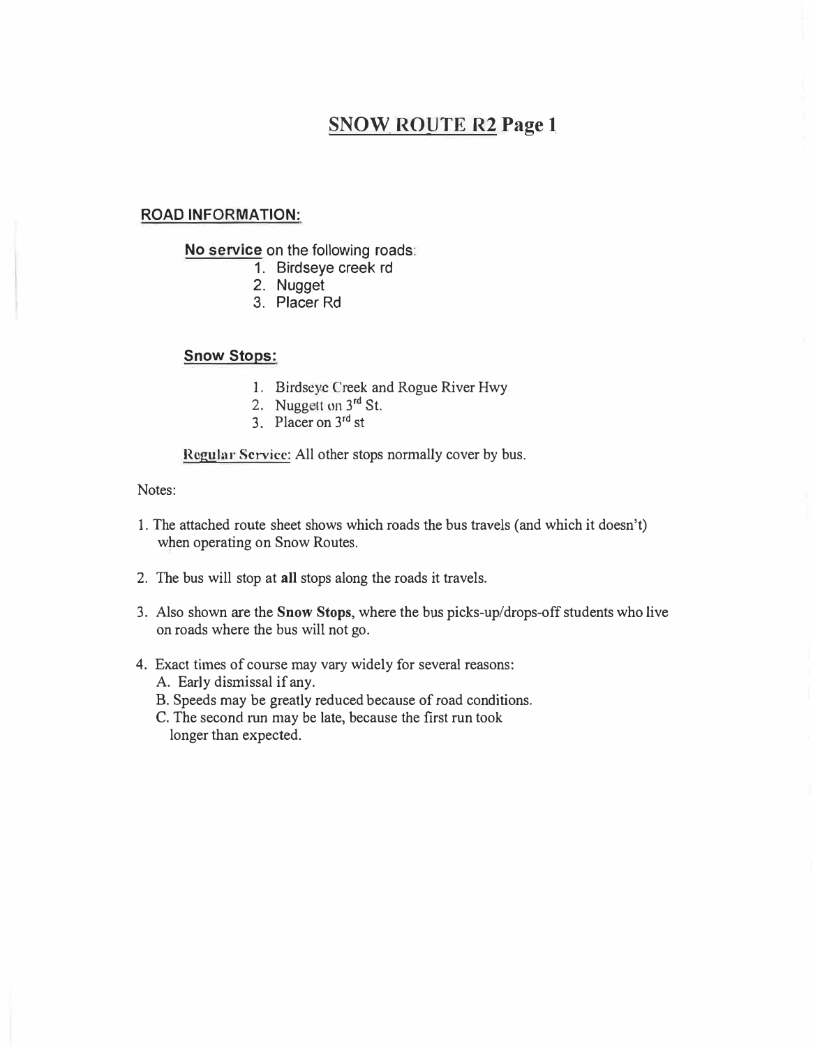# SNOW ROUTE R2 Page 1

## ROAD INFORMATION:

**No service** on the following roads:

1. Birdseye creek rd
2. Nugget
3. Placer Rd

**Snow Stops:**

1. Birdseye Creek and Rogue River Hwy
2. Nuggett on 3rd St.
3. Placer on 3rd st

**Regular Service:** All other stops normally cover by bus.

Notes:

1. The attached route sheet shows which roads the bus travels (and which it doesn't) when operating on Snow Routes.
2. The bus will stop at **all** stops along the roads it travels.
3. Also shown are the **Snow Stops**, where the bus picks-up/drops-off students who live on roads where the bus will not go.
4. Exact times of course may vary widely for several reasons:
   A. Early dismissal if any.
   B. Speeds may be greatly reduced because of road conditions.
   C. The second run may be late, because the first run took longer than expected.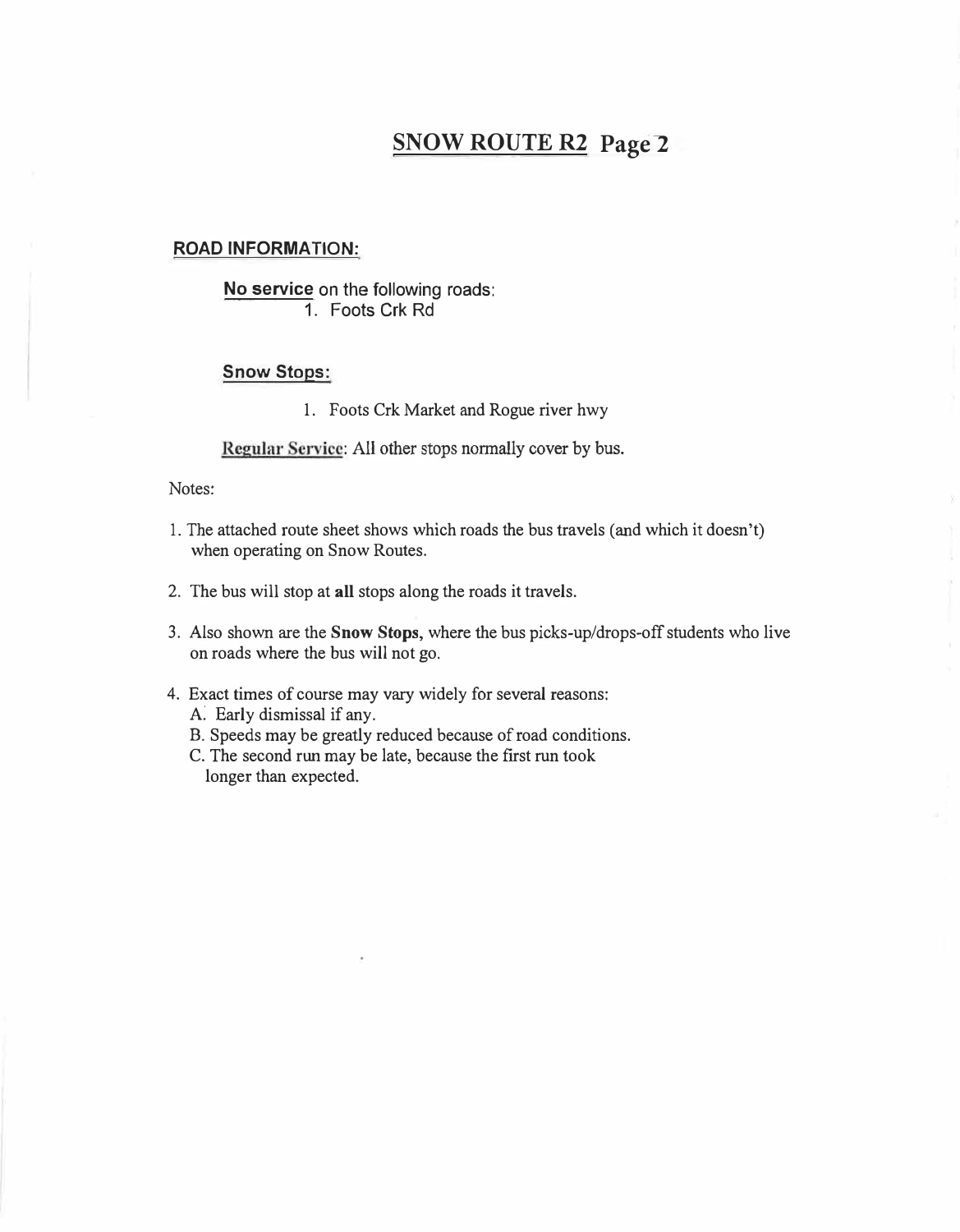# SNOW ROUTE R2 Page 2

## ROAD INFORMATION:

**No service** on the following roads:

1. Foots Crk Rd

**Snow Stops:**

1. Foots Crk Market and Rogue river hwy

**Regular Service**: All other stops normally cover by bus.

Notes:

1. The attached route sheet shows which roads the bus travels (and which it doesn't) when operating on Snow Routes.
2. The bus will stop at **all** stops along the roads it travels.
3. Also shown are the **Snow Stops,** where the bus picks-up/drops-off students who live on roads where the bus will not go.
4. Exact times of course may vary widely for several reasons:
   A. Early dismissal if any.
   B. Speeds may be greatly reduced because of road conditions.
   C. The second run may be late, because the first run took longer than expected.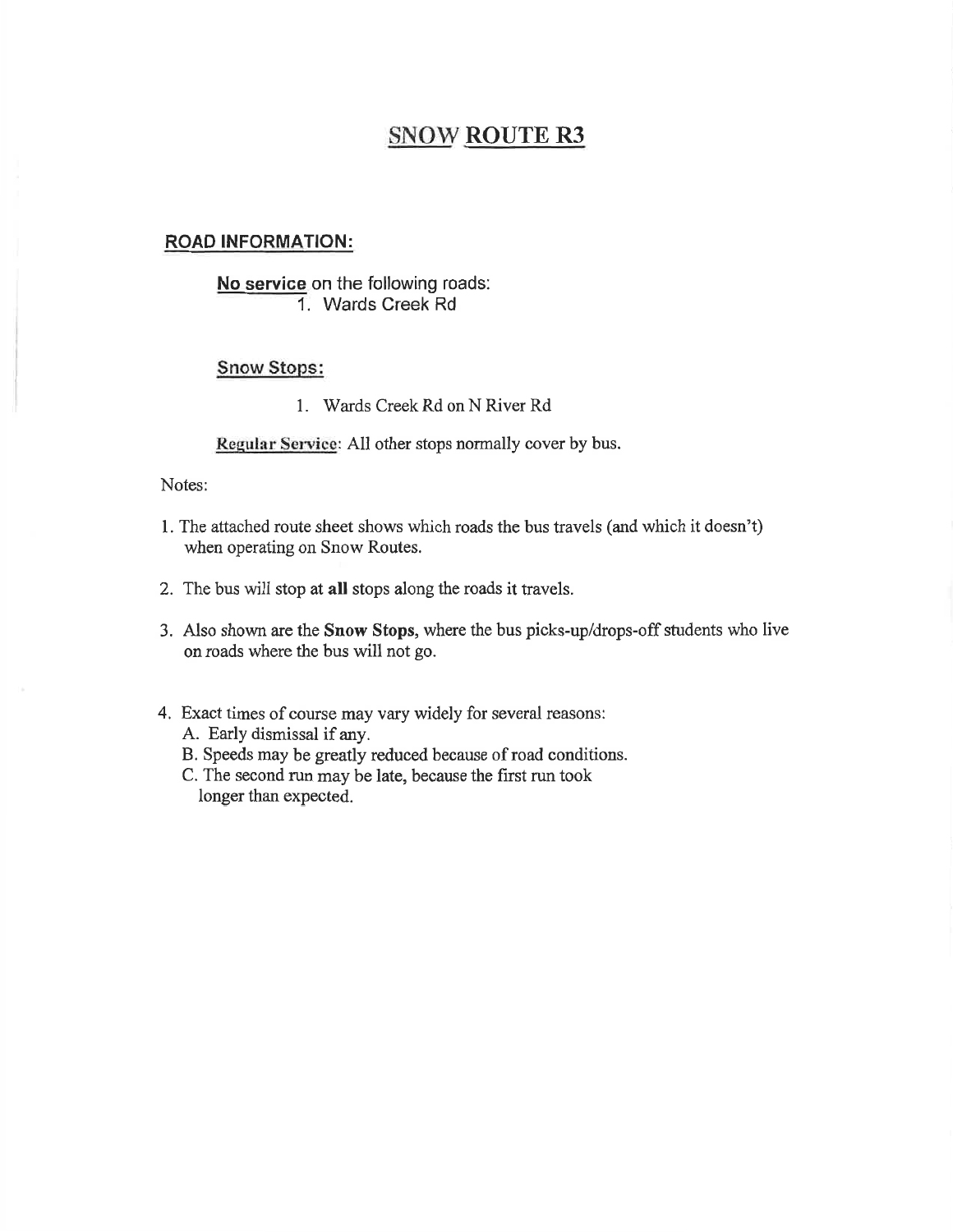# SNOW ROUTE R3

## ROAD INFORMATION:

**No service** on the following roads:

1. Wards Creek Rd

**Snow Stops:**

1. Wards Creek Rd on N River Rd

**Regular Service**: All other stops normally cover by bus.

Notes:

1. The attached route sheet shows which roads the bus travels (and which it doesn't) when operating on Snow Routes.
2. The bus will stop at **all** stops along the roads it travels.
3. Also shown are the **Snow Stops**, where the bus picks-up/drops-off students who live on roads where the bus will not go.
4. Exact times of course may vary widely for several reasons:
   A. Early dismissal if any.
   B. Speeds may be greatly reduced because of road conditions.
   C. The second run may be late, because the first run took longer than expected.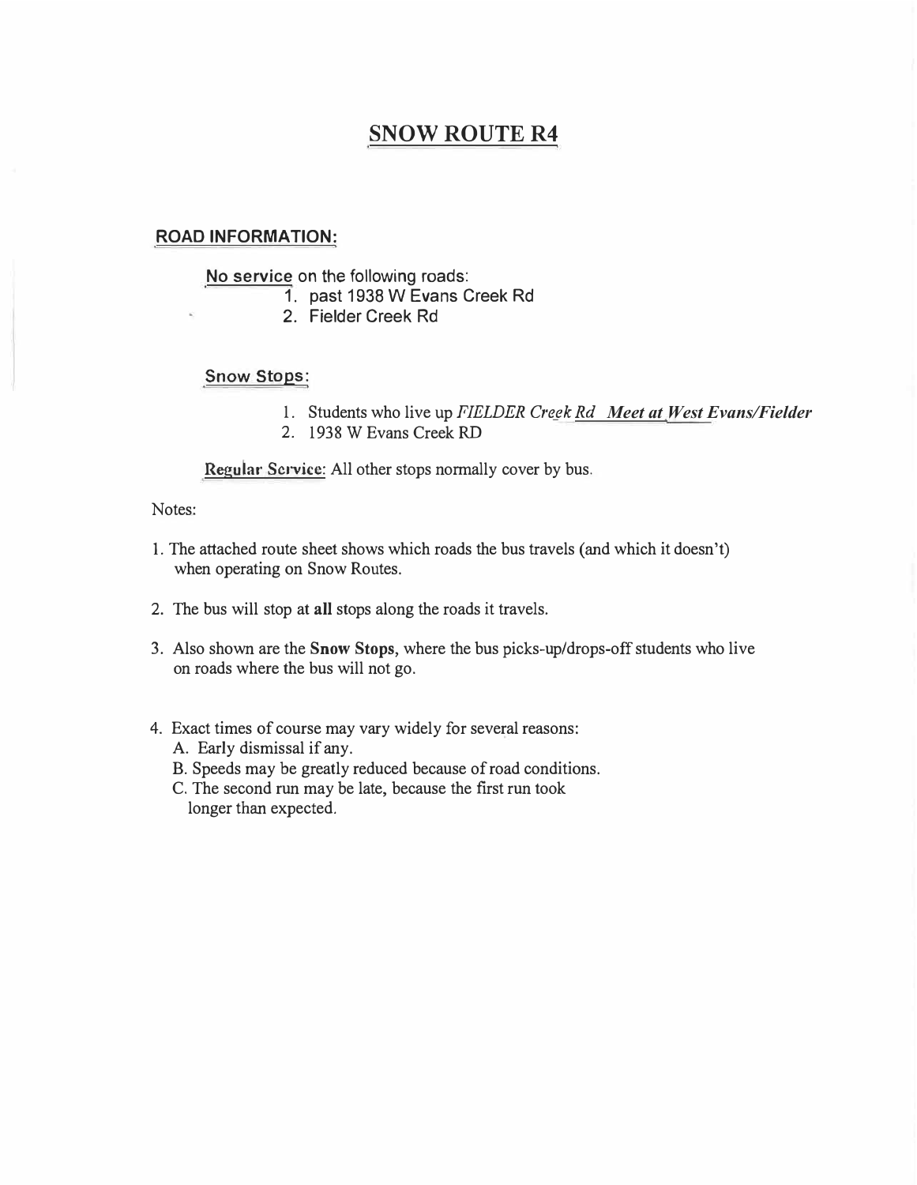# SNOW ROUTE R4

## ROAD INFORMATION:

**No service** on the following roads:

1. past 1938 W Evans Creek Rd
2. Fielder Creek Rd

**Snow Stops:**

1. Students who live up *FIELDER Creek Rd* ***Meet at West Evans/Fielder***
2. 1938 W Evans Creek RD

**Regular Service:** All other stops normally cover by bus.

Notes:

1. The attached route sheet shows which roads the bus travels (and which it doesn't) when operating on Snow Routes.
2. The bus will stop at **all** stops along the roads it travels.
3. Also shown are the **Snow Stops**, where the bus picks-up/drops-off students who live on roads where the bus will not go.
4. Exact times of course may vary widely for several reasons:
   A. Early dismissal if any.
   B. Speeds may be greatly reduced because of road conditions.
   C. The second run may be late, because the first run took longer than expected.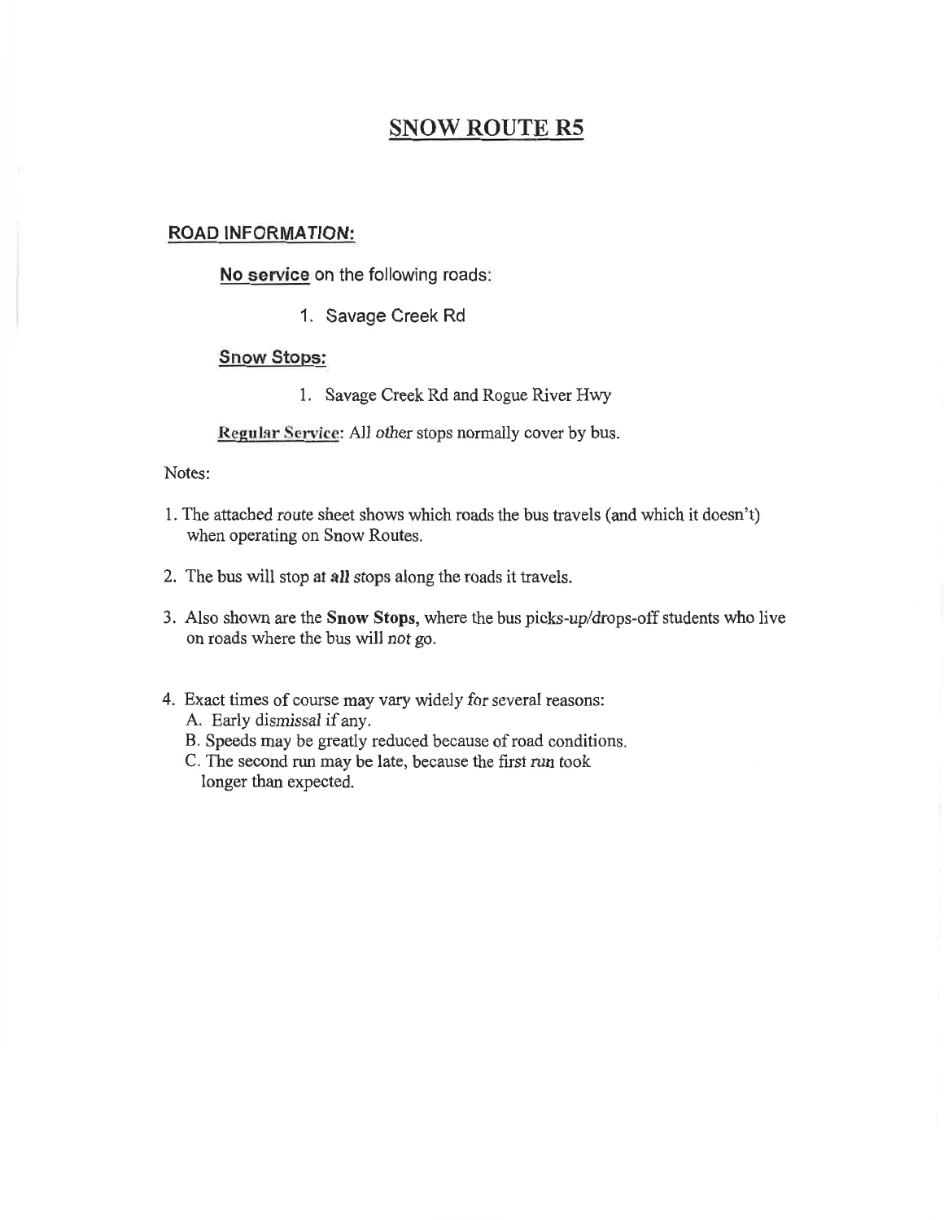# SNOW ROUTE R5

## ROAD INFORMATION:

**No service** on the following roads:

1. Savage Creek Rd

**Snow Stops:**

1. Savage Creek Rd and Rogue River Hwy

**Regular Service**: All other stops normally cover by bus.

Notes:

1. The attached route sheet shows which roads the bus travels (and which it doesn't) when operating on Snow Routes.
2. The bus will stop at **all** stops along the roads it travels.
3. Also shown are the **Snow Stops**, where the bus picks-up/drops-off students who live on roads where the bus will *not* go.
4. Exact times of course may vary widely for several reasons:
   A. Early dismissal if any.
   B. Speeds may be greatly reduced because of road conditions.
   C. The second run may be late, because the first run took longer than expected.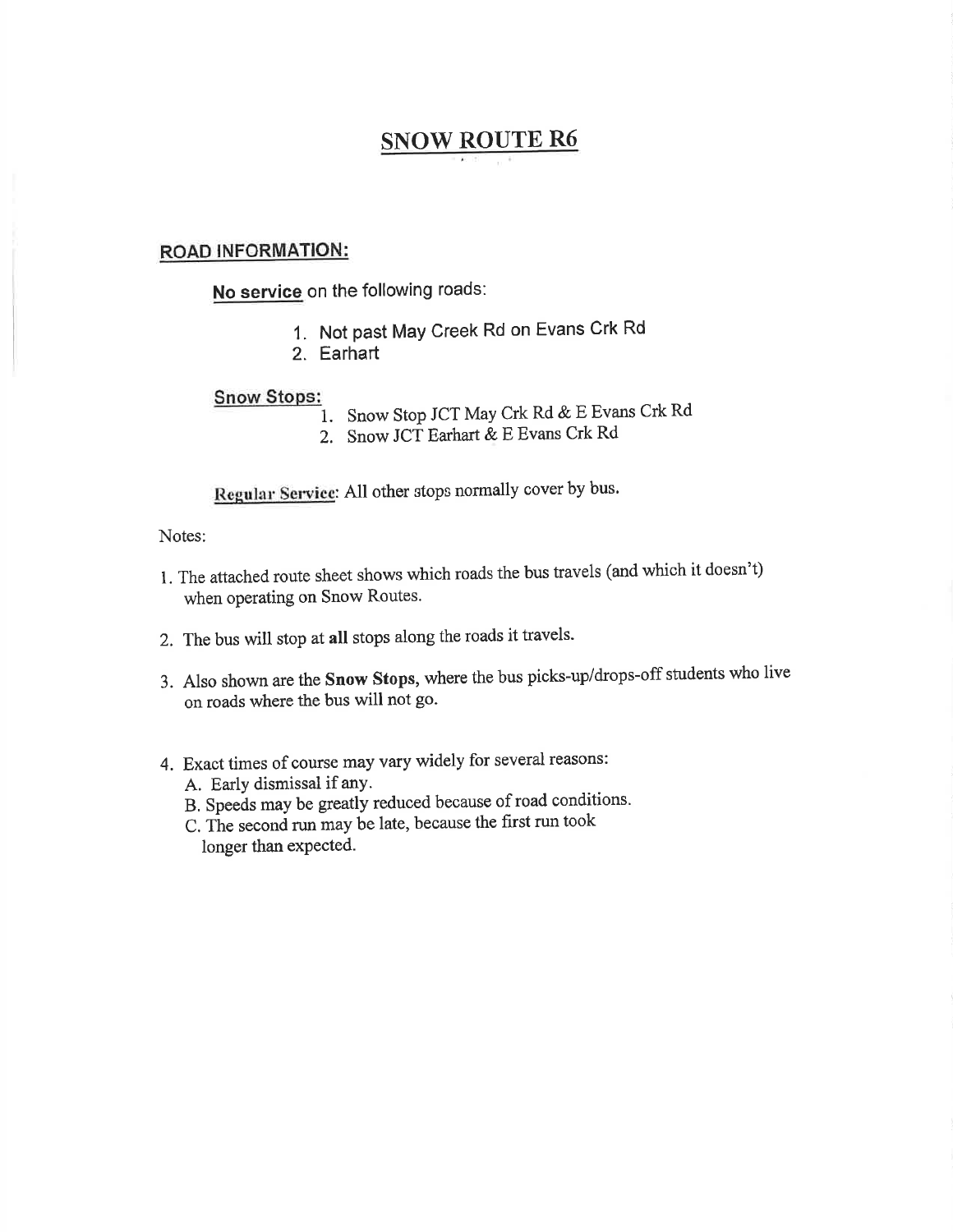# SNOW ROUTE R6

## ROAD INFORMATION:

**No service** on the following roads:

1. Not past May Creek Rd on Evans Crk Rd
2. Earhart

**Snow Stops:**

1. Snow Stop JCT May Crk Rd & E Evans Crk Rd
2. Snow JCT Earhart & E Evans Crk Rd

**Regular Service**: All other stops normally cover by bus.

Notes:

1. The attached route sheet shows which roads the bus travels (and which it doesn't) when operating on Snow Routes.
2. The bus will stop at **all** stops along the roads it travels.
3. Also shown are the **Snow Stops**, where the bus picks-up/drops-off students who live on roads where the bus will not go.
4. Exact times of course may vary widely for several reasons:
   A. Early dismissal if any.
   B. Speeds may be greatly reduced because of road conditions.
   C. The second run may be late, because the first run took longer than expected.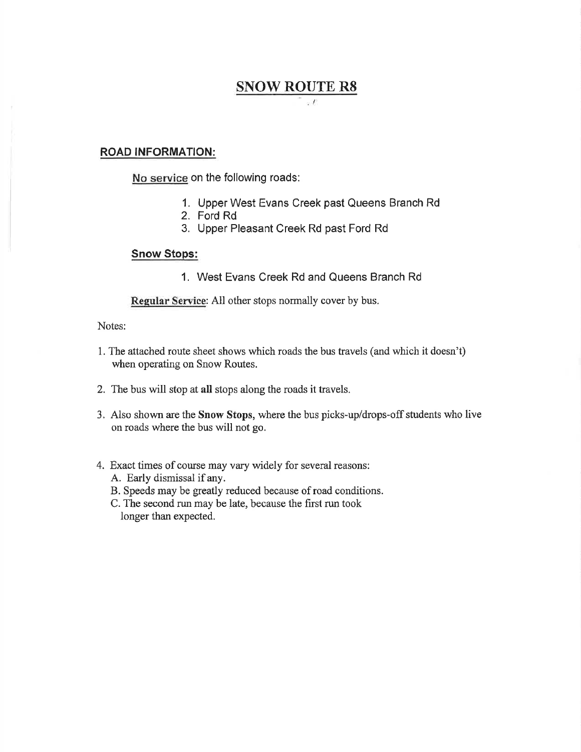# SNOW ROUTE R8

## ROAD INFORMATION:

No service on the following roads:

1. Upper West Evans Creek past Queens Branch Rd
2. Ford Rd
3. Upper Pleasant Creek Rd past Ford Rd

### Snow Stops:

1. West Evans Creek Rd and Queens Branch Rd

Regular Service: All other stops normally cover by bus.

Notes:

1. The attached route sheet shows which roads the bus travels (and which it doesn't) when operating on Snow Routes.
2. The bus will stop at **all** stops along the roads it travels.
3. Also shown are the **Snow Stops,** where the bus picks-up/drops-off students who live on roads where the bus will not go.
4. Exact times of course may vary widely for several reasons:
   A. Early dismissal if any.
   B. Speeds may be greatly reduced because of road conditions.
   C. The second run may be late, because the first run took longer than expected.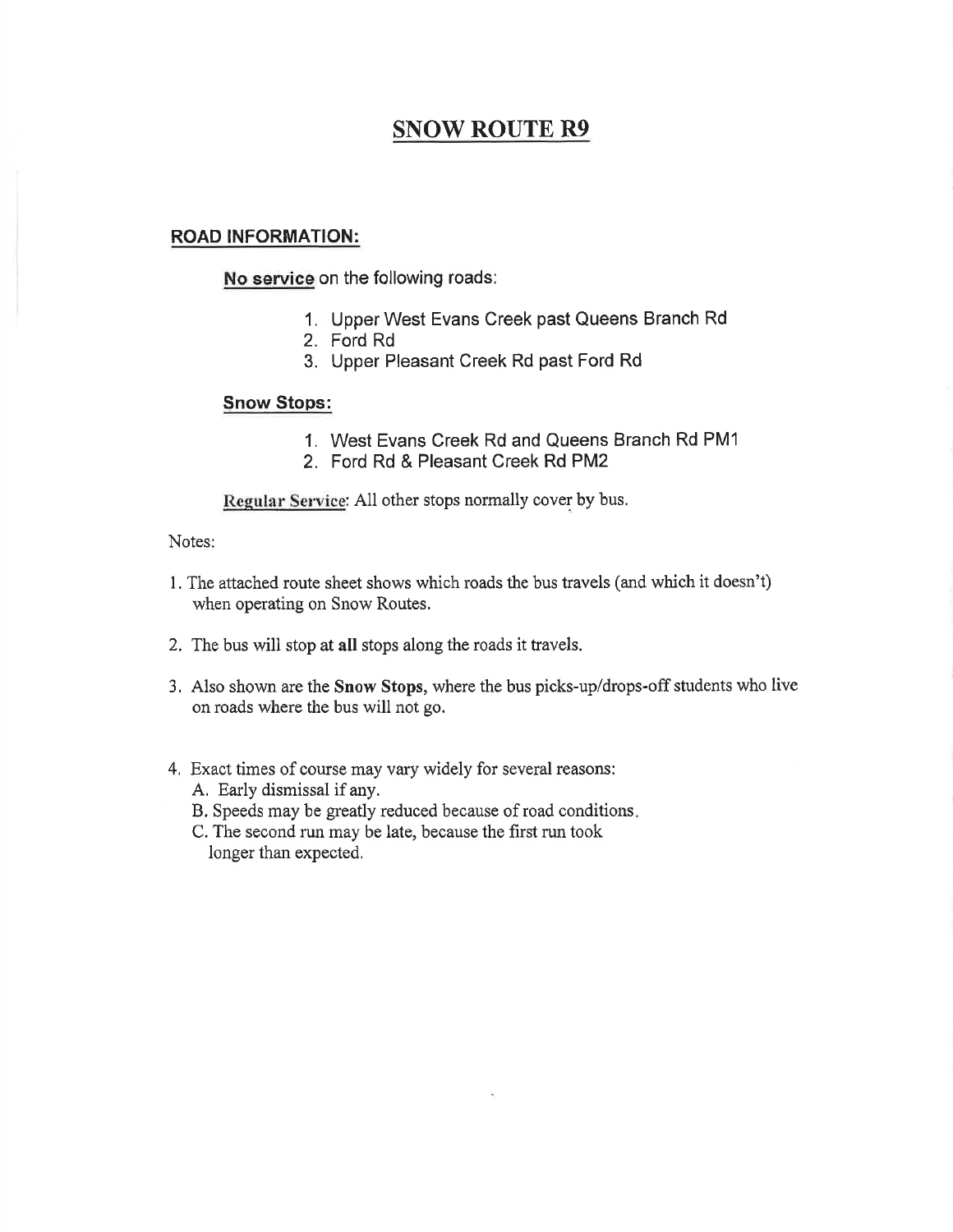# SNOW ROUTE R9

## ROAD INFORMATION:

**No service** on the following roads:

1. Upper West Evans Creek past Queens Branch Rd
2. Ford Rd
3. Upper Pleasant Creek Rd past Ford Rd

**Snow Stops:**

1. West Evans Creek Rd and Queens Branch Rd PM1
2. Ford Rd & Pleasant Creek Rd PM2

**Regular Service**: All other stops normally cover by bus.

Notes:

1. The attached route sheet shows which roads the bus travels (and which it doesn't) when operating on Snow Routes.
2. The bus will stop at **all** stops along the roads it travels.
3. Also shown are the **Snow Stops**, where the bus picks-up/drops-off students who live on roads where the bus will not go.
4. Exact times of course may vary widely for several reasons:
   A. Early dismissal if any.
   B. Speeds may be greatly reduced because of road conditions.
   C. The second run may be late, because the first run took longer than expected.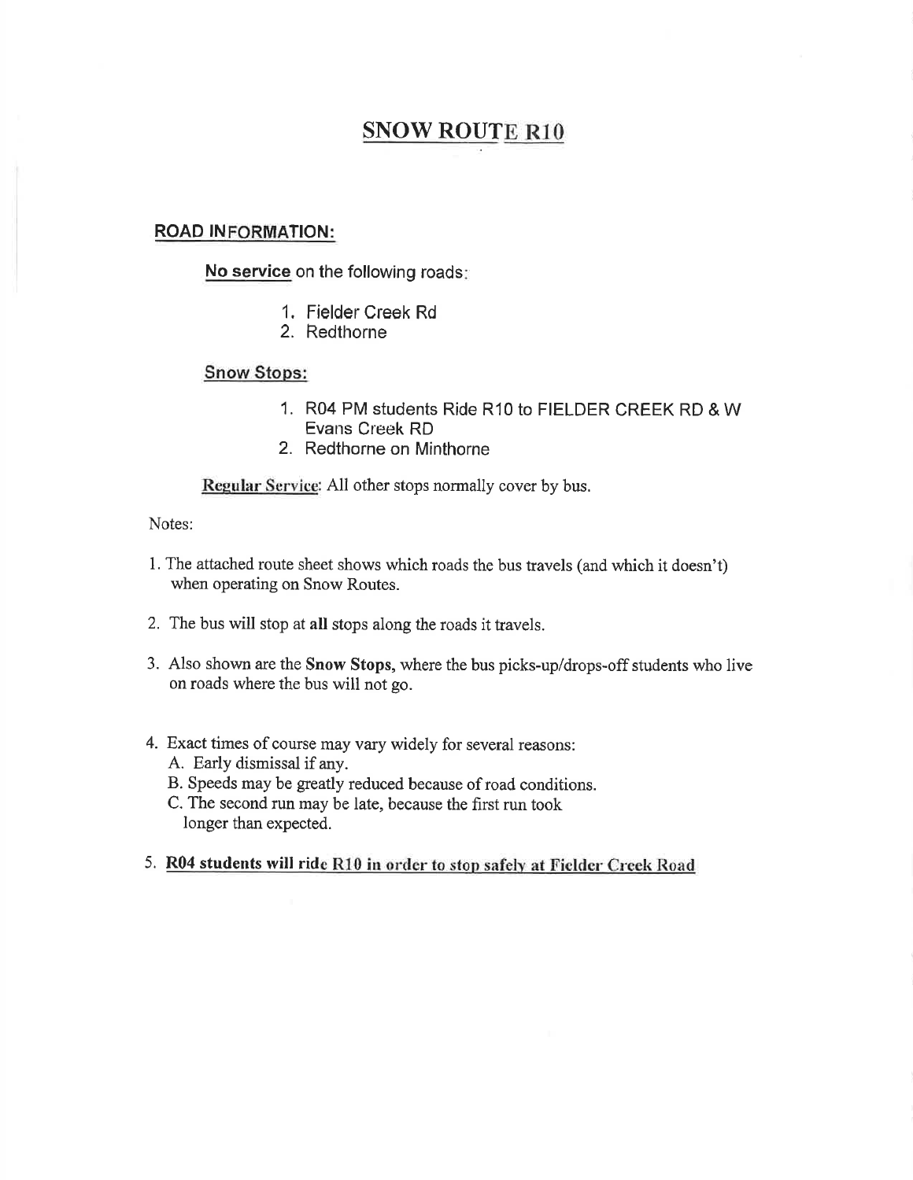# SNOW ROUTE R10

## ROAD INFORMATION:

**No service** on the following roads:

1. Fielder Creek Rd
2. Redthorne

**Snow Stops:**

1. R04 PM students Ride R10 to FIELDER CREEK RD & W Evans Creek RD
2. Redthorne on Minthorne

**Regular Service**: All other stops normally cover by bus.

Notes:

1. The attached route sheet shows which roads the bus travels (and which it doesn't) when operating on Snow Routes.
2. The bus will stop at **all** stops along the roads it travels.
3. Also shown are the **Snow Stops**, where the bus picks-up/drops-off students who live on roads where the bus will not go.
4. Exact times of course may vary widely for several reasons:
   A. Early dismissal if any.
   B. Speeds may be greatly reduced because of road conditions.
   C. The second run may be late, because the first run took longer than expected.
5. **R04 students will ride R10 in order to stop safely at Fielder Creek Road**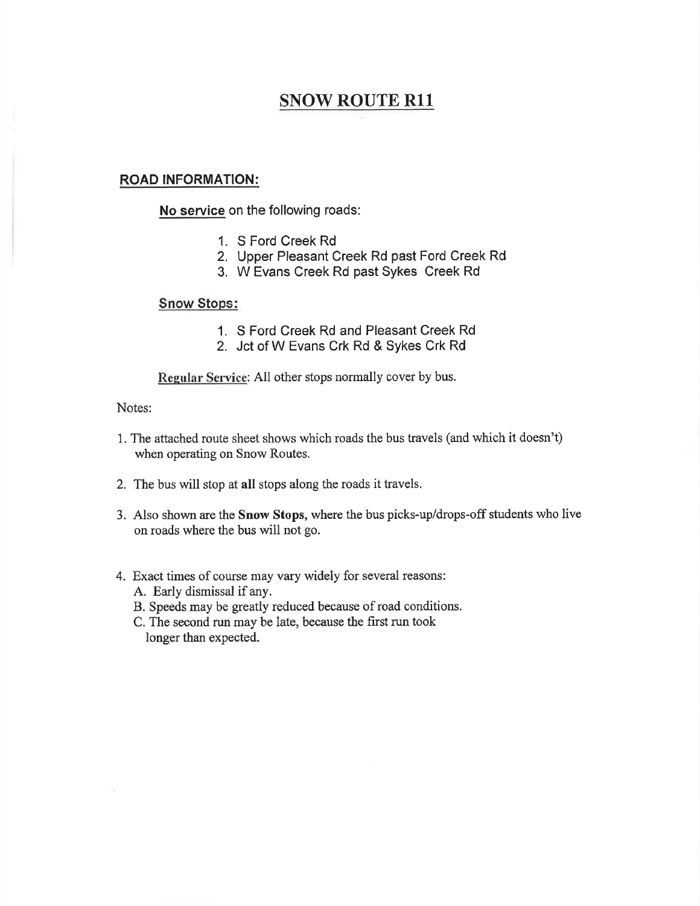# SNOW ROUTE R11

## ROAD INFORMATION:

**No service** on the following roads:

1. S Ford Creek Rd
2. Upper Pleasant Creek Rd past Ford Creek Rd
3. W Evans Creek Rd past Sykes Creek Rd

### Snow Stops:

1. S Ford Creek Rd and Pleasant Creek Rd
2. Jct of W Evans Crk Rd & Sykes Crk Rd

Regular Service: All other stops normally cover by bus.

Notes:

1. The attached route sheet shows which roads the bus travels (and which it doesn't) when operating on Snow Routes.
2. The bus will stop at **all** stops along the roads it travels.
3. Also shown are the **Snow Stops,** where the bus picks-up/drops-off students who live on roads where the bus will not go.
4. Exact times of course may vary widely for several reasons:
   A. Early dismissal if any.
   B. Speeds may be greatly reduced because of road conditions.
   C. The second run may be late, because the first run took longer than expected.